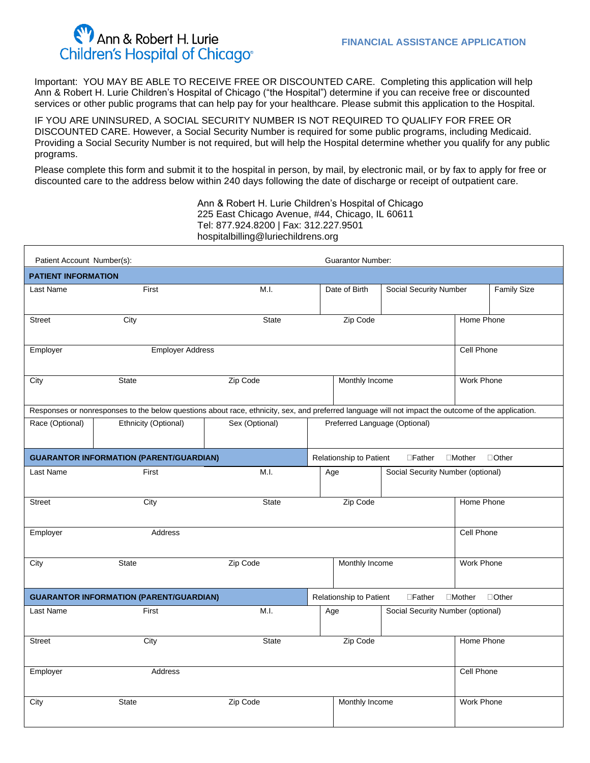**Ann & Robert H. Lurie Children's Hospital of Chicago**

## FINANCIAL ASSISTANCE APPLICATION

Important: YOU MAY BE ABLE TO RECEIVE FREE OR DISCOUNTED CARE. Completing this application will help Ann & Robert H. Lurie Children's Hospital of Chicago ("the Hospital") determine if you can receive free or discounted services or other public programs that can help pay for your healthcare. Please submit this application to the Hospital.

IF YOU ARE UNINSURED, A SOCIAL SECURITY NUMBER IS NOT REQUIRED TO QUALIFY FOR FREE OR DISCOUNTED CARE. However, a Social Security Number is required for some public programs, including Medicaid. Providing a Social Security Number is not required, but will help the Hospital determine whether you qualify for any public programs.

Please complete this form and submit it to the hospital in person, by mail, by electronic mail, or by fax to apply for free or discounted care to the address below within 240 days following the date of discharge or receipt of outpatient care.

Ann & Robert H. Lurie Children's Hospital of Chicago
225 East Chicago Avenue, #44, Chicago, IL 60611
Tel: 877.924.8200 | Fax: 312.227.9501
hospitalbilling@luriechildrens.org

| Patient Account Number(s): | | | Guarantor Number: | | |
|---|---|---|---|---|---|
| **PATIENT INFORMATION** | | | | | |
| Last Name | First | M.I. | Date of Birth | Social Security Number | Family Size |
| Street | City | State | Zip Code | | Home Phone |
| Employer | Employer Address | | | | Cell Phone |
| City | State | Zip Code | Monthly Income | | Work Phone |
| Responses or nonresponses to the below questions about race, ethnicity, sex, and preferred language will not impact the outcome of the application. | | | | | |
| Race (Optional) | Ethnicity (Optional) | Sex (Optional) | Preferred Language (Optional) | | |
| **GUARANTOR INFORMATION (PARENT/GUARDIAN)** | | | Relationship to Patient ☐Father ☐Mother ☐Other | | |
| Last Name | First | M.I. | Age | Social Security Number (optional) | |
| Street | City | State | Zip Code | | Home Phone |
| Employer | Address | | | | Cell Phone |
| City | State | Zip Code | Monthly Income | | Work Phone |
| **GUARANTOR INFORMATION (PARENT/GUARDIAN)** | | | Relationship to Patient ☐Father ☐Mother ☐Other | | |
| Last Name | First | M.I. | Age | Social Security Number (optional) | |
| Street | City | State | Zip Code | | Home Phone |
| Employer | Address | | | | Cell Phone |
| City | State | Zip Code | Monthly Income | | Work Phone |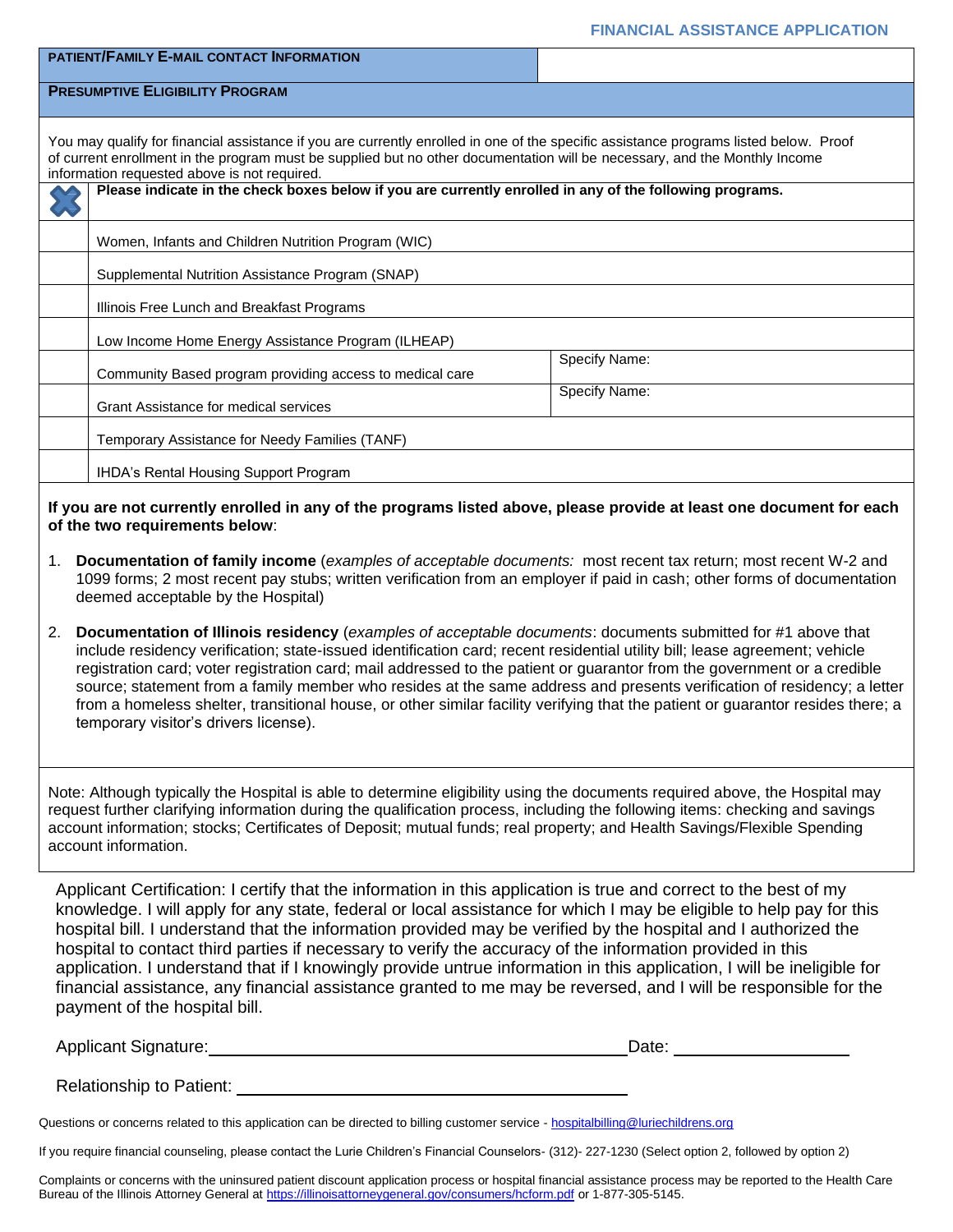**FINANCIAL ASSISTANCE APPLICATION**

| **PATIENT/FAMILY E-MAIL CONTACT INFORMATION** | |
|---|---|

**PRESUMPTIVE ELIGIBILITY PROGRAM**

You may qualify for financial assistance if you are currently enrolled in one of the specific assistance programs listed below. Proof of current enrollment in the program must be supplied but no other documentation will be necessary, and the Monthly Income information requested above is not required.

| ✖ | **Please indicate in the check boxes below if you are currently enrolled in any of the following programs.** | |
|---|---|---|
| | Women, Infants and Children Nutrition Program (WIC) | |
| | Supplemental Nutrition Assistance Program (SNAP) | |
| | Illinois Free Lunch and Breakfast Programs | |
| | Low Income Home Energy Assistance Program (ILHEAP) | |
| | Community Based program providing access to medical care | Specify Name: |
| | Grant Assistance for medical services | Specify Name: |
| | Temporary Assistance for Needy Families (TANF) | |
| | IHDA's Rental Housing Support Program | |

**If you are not currently enrolled in any of the programs listed above, please provide at least one document for each of the two requirements below**:

1. **Documentation of family income** (*examples of acceptable documents:* most recent tax return; most recent W-2 and 1099 forms; 2 most recent pay stubs; written verification from an employer if paid in cash; other forms of documentation deemed acceptable by the Hospital)
2. **Documentation of Illinois residency** (*examples of acceptable documents*: documents submitted for #1 above that include residency verification; state-issued identification card; recent residential utility bill; lease agreement; vehicle registration card; voter registration card; mail addressed to the patient or guarantor from the government or a credible source; statement from a family member who resides at the same address and presents verification of residency; a letter from a homeless shelter, transitional house, or other similar facility verifying that the patient or guarantor resides there; a temporary visitor's drivers license).

Note: Although typically the Hospital is able to determine eligibility using the documents required above, the Hospital may request further clarifying information during the qualification process, including the following items: checking and savings account information; stocks; Certificates of Deposit; mutual funds; real property; and Health Savings/Flexible Spending account information.

Applicant Certification: I certify that the information in this application is true and correct to the best of my knowledge. I will apply for any state, federal or local assistance for which I may be eligible to help pay for this hospital bill. I understand that the information provided may be verified by the hospital and I authorized the hospital to contact third parties if necessary to verify the accuracy of the information provided in this application. I understand that if I knowingly provide untrue information in this application, I will be ineligible for financial assistance, any financial assistance granted to me may be reversed, and I will be responsible for the payment of the hospital bill.

Applicant Signature:\_\_\_\_\_\_\_\_\_\_\_\_\_\_\_\_\_\_\_\_\_\_\_\_\_\_\_\_\_\_\_\_\_\_\_\_\_\_\_\_ Date: \_\_\_\_\_\_\_\_\_\_\_\_\_\_\_\_\_

Relationship to Patient: \_\_\_\_\_\_\_\_\_\_\_\_\_\_\_\_\_\_\_\_\_\_\_\_\_\_\_\_\_\_\_\_\_\_\_\_\_\_

Questions or concerns related to this application can be directed to billing customer service - hospitalbilling@luriechildrens.org

If you require financial counseling, please contact the Lurie Children's Financial Counselors- (312)- 227-1230 (Select option 2, followed by option 2)

Complaints or concerns with the uninsured patient discount application process or hospital financial assistance process may be reported to the Health Care Bureau of the Illinois Attorney General at https://illinoisattorneygeneral.gov/consumers/hcform.pdf or 1-877-305-5145.